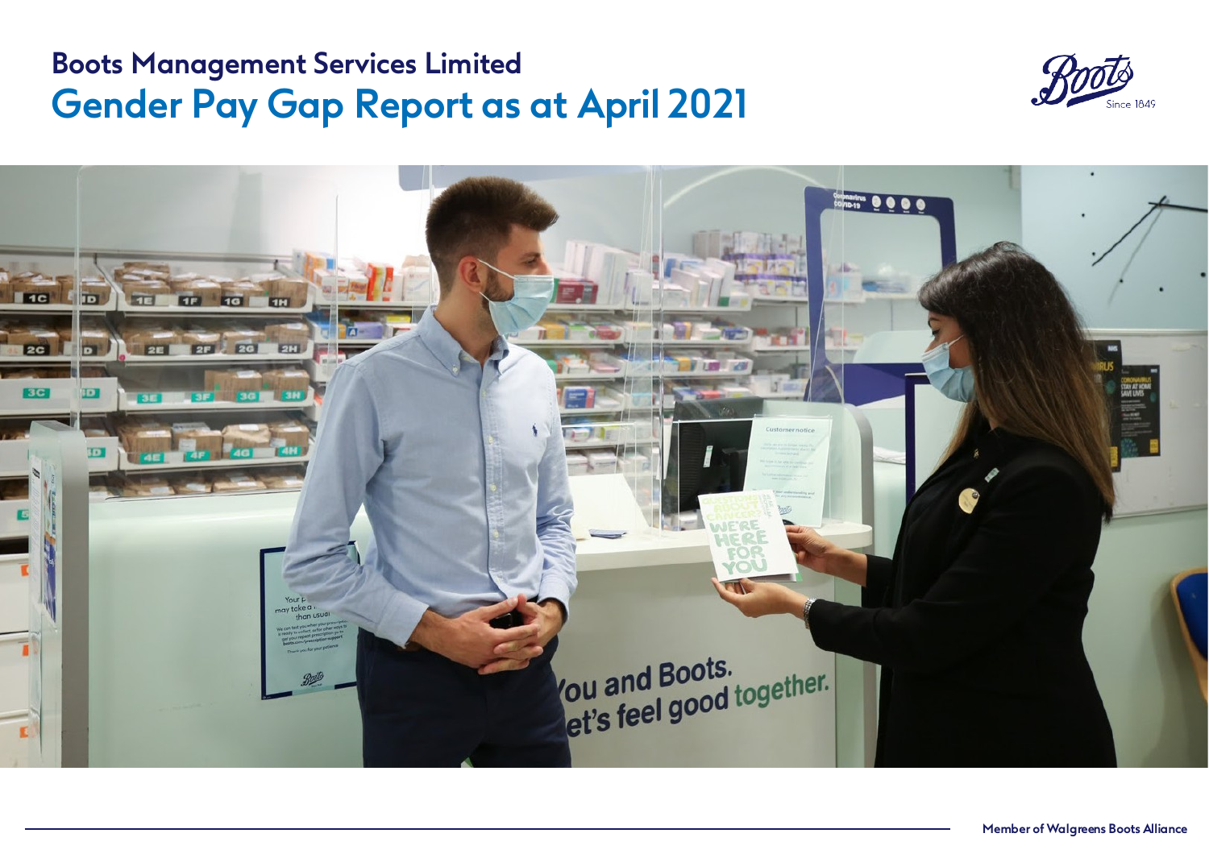# Boots Management Services Limited

## Gender Pay Gap Report as at April 2021

Member of Walgreens Boots Alliance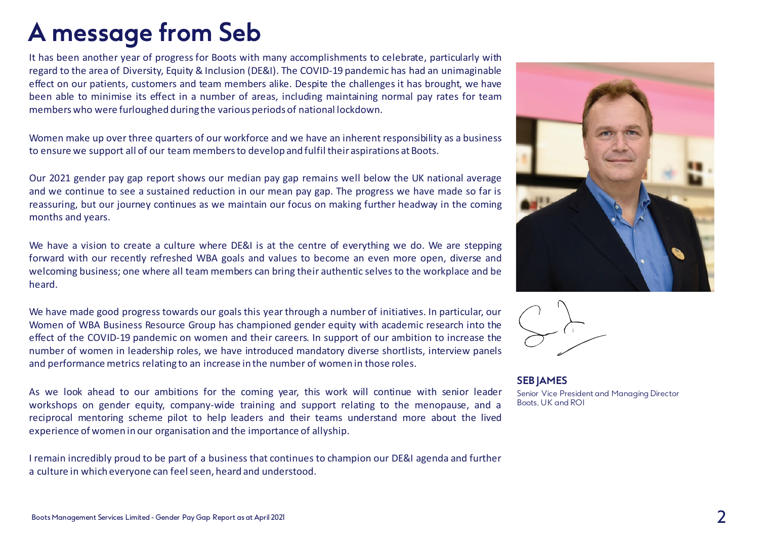# A message from Seb

It has been another year of progress for Boots with many accomplishments to celebrate, particularly with regard to the area of Diversity, Equity & Inclusion (DE&I). The COVID-19 pandemic has had an unimaginable effect on our patients, customers and team members alike. Despite the challenges it has brought, we have been able to minimise its effect in a number of areas, including maintaining normal pay rates for team members who were furloughed during the various periods of national lockdown.

Women make up over three quarters of our workforce and we have an inherent responsibility as a business to ensure we support all of our team members to develop and fulfil their aspirations at Boots.

Our 2021 gender pay gap report shows our median pay gap remains well below the UK national average and we continue to see a sustained reduction in our mean pay gap. The progress we have made so far is reassuring, but our journey continues as we maintain our focus on making further headway in the coming months and years.

We have a vision to create a culture where DE&I is at the centre of everything we do. We are stepping forward with our recently refreshed WBA goals and values to become an even more open, diverse and welcoming business; one where all team members can bring their authentic selves to the workplace and be heard.

We have made good progress towards our goals this year through a number of initiatives. In particular, our Women of WBA Business Resource Group has championed gender equity with academic research into the effect of the COVID-19 pandemic on women and their careers. In support of our ambition to increase the number of women in leadership roles, we have introduced mandatory diverse shortlists, interview panels and performance metrics relating to an increase in the number of women in those roles.

As we look ahead to our ambitions for the coming year, this work will continue with senior leader workshops on gender equity, company-wide training and support relating to the menopause, and a reciprocal mentoring scheme pilot to help leaders and their teams understand more about the lived experience of women in our organisation and the importance of allyship.

I remain incredibly proud to be part of a business that continues to champion our DE&I agenda and further a culture in which everyone can feel seen, heard and understood.

**SEB JAMES**
Senior Vice President and Managing Director
Boots, UK and ROI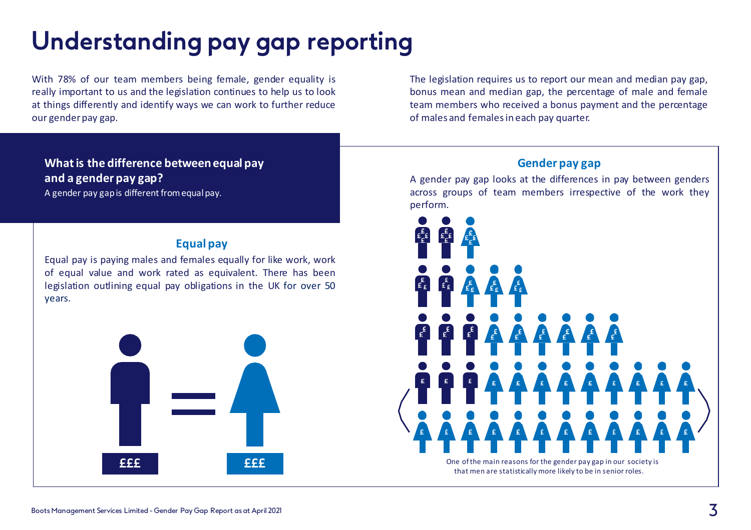# Understanding pay gap reporting

With 78% of our team members being female, gender equality is really important to us and the legislation continues to help us to look at things differently and identify ways we can work to further reduce our gender pay gap.

The legislation requires us to report our mean and median pay gap, bonus mean and median gap, the percentage of male and female team members who received a bonus payment and the percentage of males and females in each pay quarter.

**What is the difference between equal pay and a gender pay gap?**

A gender pay gap is different from equal pay.

### Equal pay

Equal pay is paying males and females equally for like work, work of equal value and work rated as equivalent. There has been legislation outlining equal pay obligations in the UK for over 50 years.

£££ = £££

### Gender pay gap

A gender pay gap looks at the differences in pay between genders across groups of team members irrespective of the work they perform.

One of the main reasons for the gender pay gap in our society is that men are statistically more likely to be in senior roles.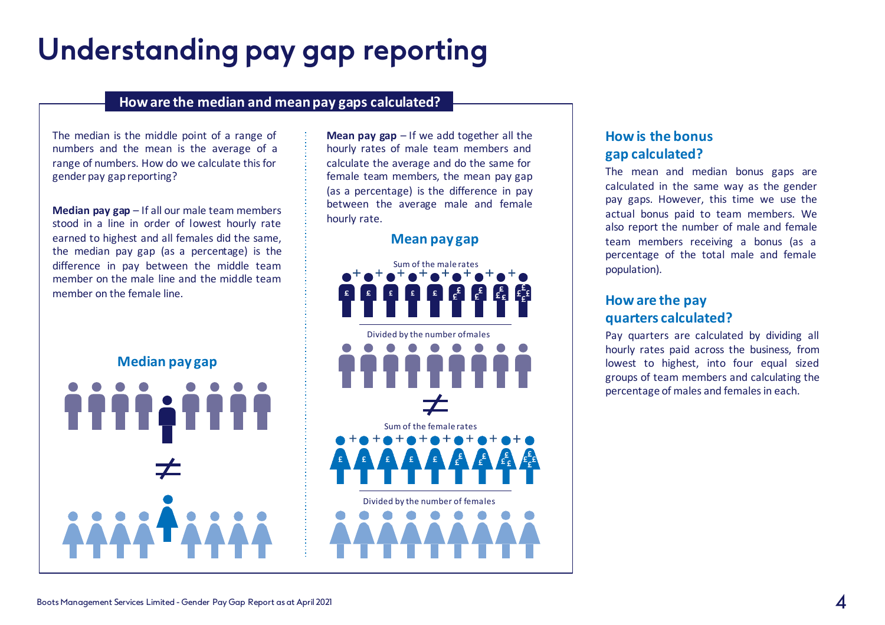# Understanding pay gap reporting

## How are the median and mean pay gaps calculated?

The median is the middle point of a range of numbers and the mean is the average of a range of numbers. How do we calculate this for gender pay gap reporting?

**Median pay gap** – If all our male team members stood in a line in order of lowest hourly rate earned to highest and all females did the same, the median pay gap (as a percentage) is the difference in pay between the middle team member on the male line and the middle team member on the female line.

### Median pay gap

≠

**Mean pay gap** – If we add together all the hourly rates of male team members and calculate the average and do the same for female team members, the mean pay gap (as a percentage) is the difference in pay between the average male and female hourly rate.

### Mean pay gap

Sum of the male rates

Divided by the number of males

≠

Sum of the female rates

Divided by the number of females

## How is the bonus gap calculated?

The mean and median bonus gaps are calculated in the same way as the gender pay gaps. However, this time we use the actual bonus paid to team members. We also report the number of male and female team members receiving a bonus (as a percentage of the total male and female population).

## How are the pay quarters calculated?

Pay quarters are calculated by dividing all hourly rates paid across the business, from lowest to highest, into four equal sized groups of team members and calculating the percentage of males and females in each.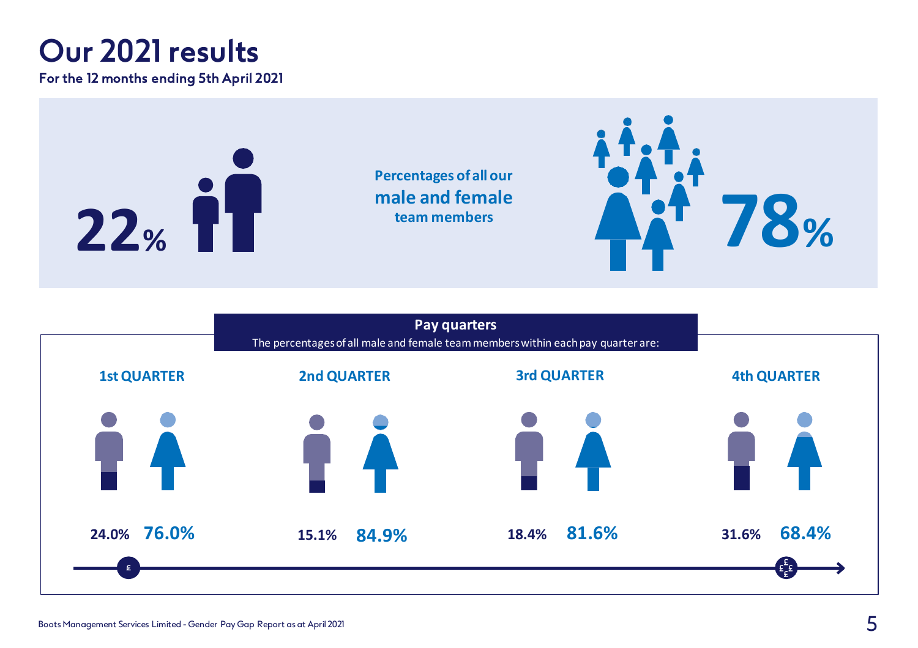# Our 2021 results

For the 12 months ending 5th April 2021

**22%**

Percentages of all our **male and female** team members

**78%**

## Pay quarters

The percentages of all male and female team members within each pay quarter are:

| | 1st QUARTER | 2nd QUARTER | 3rd QUARTER | 4th QUARTER |
|---|---|---|---|---|
| Male | 24.0% | 15.1% | 18.4% | 31.6% |
| Female | 76.0% | 84.9% | 81.6% | 68.4% |

Boots Management Services Limited - Gender Pay Gap Report as at April 2021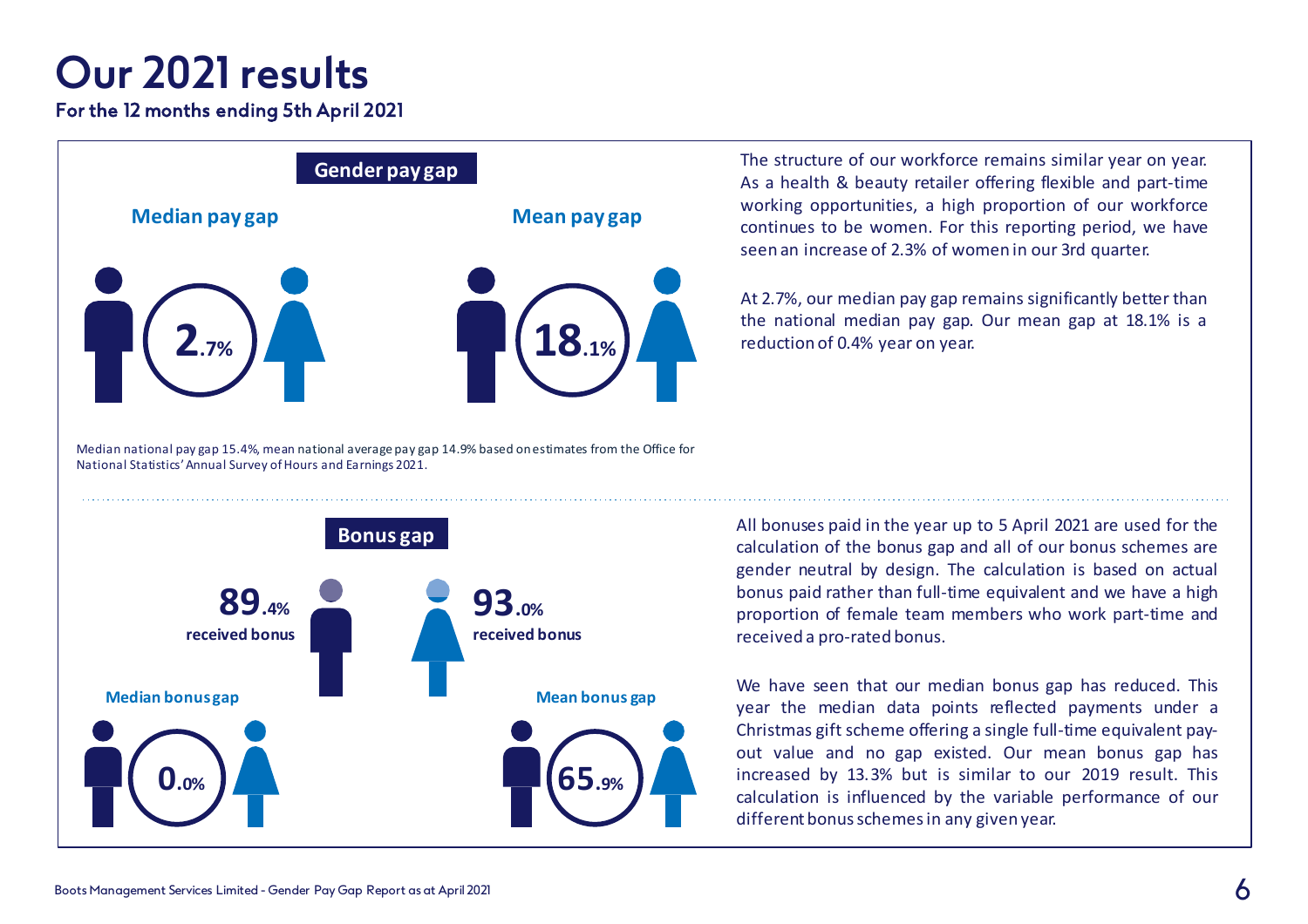# Our 2021 results

**For the 12 months ending 5th April 2021**

## Gender pay gap

**Median pay gap**

**2.7%**

**Mean pay gap**

**18.1%**

Median national pay gap 15.4%, mean national average pay gap 14.9% based on estimates from the Office for National Statistics' Annual Survey of Hours and Earnings 2021.

The structure of our workforce remains similar year on year. As a health & beauty retailer offering flexible and part-time working opportunities, a high proportion of our workforce continues to be women. For this reporting period, we have seen an increase of 2.3% of women in our 3rd quarter.

At 2.7%, our median pay gap remains significantly better than the national median pay gap. Our mean gap at 18.1% is a reduction of 0.4% year on year.

## Bonus gap

**89.4%** **received bonus** (men)

**93.0%** **received bonus** (women)

**Median bonus gap**

**0.0%**

**Mean bonus gap**

**65.9%**

All bonuses paid in the year up to 5 April 2021 are used for the calculation of the bonus gap and all of our bonus schemes are gender neutral by design. The calculation is based on actual bonus paid rather than full-time equivalent and we have a high proportion of female team members who work part-time and received a pro-rated bonus.

We have seen that our median bonus gap has reduced. This year the median data points reflected payments under a Christmas gift scheme offering a single full-time equivalent pay-out value and no gap existed. Our mean bonus gap has increased by 13.3% but is similar to our 2019 result. This calculation is influenced by the variable performance of our different bonus schemes in any given year.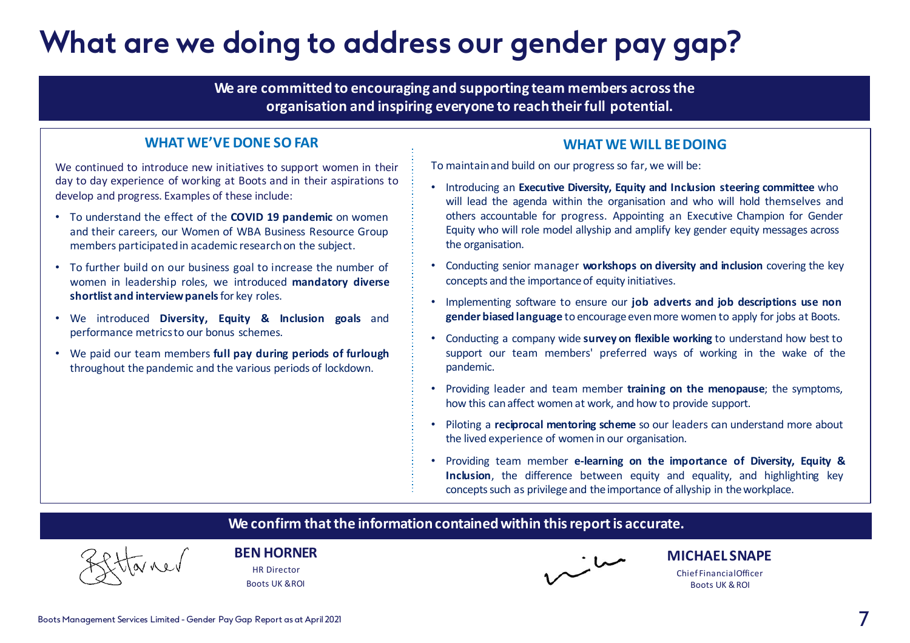# What are we doing to address our gender pay gap?

**We are committed to encouraging and supporting team members across the organisation and inspiring everyone to reach their full potential.**

## WHAT WE'VE DONE SO FAR

We continued to introduce new initiatives to support women in their day to day experience of working at Boots and in their aspirations to develop and progress. Examples of these include:

- To understand the effect of the **COVID 19 pandemic** on women and their careers, our Women of WBA Business Resource Group members participated in academic research on the subject.
- To further build on our business goal to increase the number of women in leadership roles, we introduced **mandatory diverse shortlist and interview panels** for key roles.
- We introduced **Diversity, Equity & Inclusion goals** and performance metrics to our bonus schemes.
- We paid our team members **full pay during periods of furlough** throughout the pandemic and the various periods of lockdown.

## WHAT WE WILL BE DOING

To maintain and build on our progress so far, we will be:

- Introducing an **Executive Diversity, Equity and Inclusion steering committee** who will lead the agenda within the organisation and who will hold themselves and others accountable for progress. Appointing an Executive Champion for Gender Equity who will role model allyship and amplify key gender equity messages across the organisation.
- Conducting senior manager **workshops on diversity and inclusion** covering the key concepts and the importance of equity initiatives.
- Implementing software to ensure our **job adverts and job descriptions use non gender biased language** to encourage even more women to apply for jobs at Boots.
- Conducting a company wide **survey on flexible working** to understand how best to support our team members' preferred ways of working in the wake of the pandemic.
- Providing leader and team member **training on the menopause**; the symptoms, how this can affect women at work, and how to provide support.
- Piloting a **reciprocal mentoring scheme** so our leaders can understand more about the lived experience of women in our organisation.
- Providing team member **e-learning on the importance of Diversity, Equity & Inclusion**, the difference between equity and equality, and highlighting key concepts such as privilege and the importance of allyship in the workplace.

**We confirm that the information contained within this report is accurate.**

**BEN HORNER**
HR Director
Boots UK & ROI

**MICHAEL SNAPE**
Chief Financial Officer
Boots UK & ROI